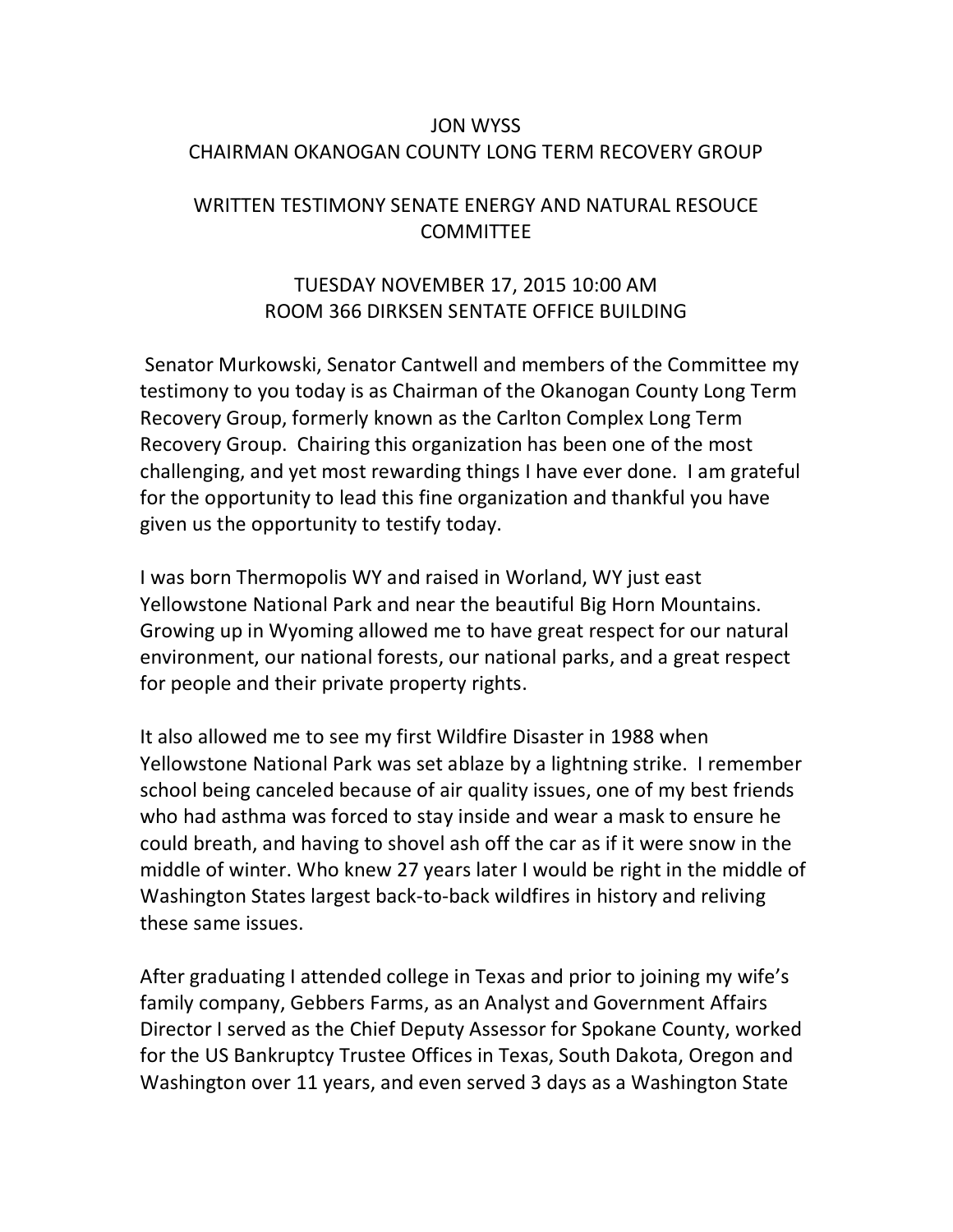# JON WYSS
## CHAIRMAN OKANOGAN COUNTY LONG TERM RECOVERY GROUP

## WRITTEN TESTIMONY SENATE ENERGY AND NATURAL RESOUCE COMMITTEE

### TUESDAY NOVEMBER 17, 2015 10:00 AM
### ROOM 366 DIRKSEN SENTATE OFFICE BUILDING

Senator Murkowski, Senator Cantwell and members of the Committee my testimony to you today is as Chairman of the Okanogan County Long Term Recovery Group, formerly known as the Carlton Complex Long Term Recovery Group. Chairing this organization has been one of the most challenging, and yet most rewarding things I have ever done. I am grateful for the opportunity to lead this fine organization and thankful you have given us the opportunity to testify today.

I was born Thermopolis WY and raised in Worland, WY just east Yellowstone National Park and near the beautiful Big Horn Mountains. Growing up in Wyoming allowed me to have great respect for our natural environment, our national forests, our national parks, and a great respect for people and their private property rights.

It also allowed me to see my first Wildfire Disaster in 1988 when Yellowstone National Park was set ablaze by a lightning strike. I remember school being canceled because of air quality issues, one of my best friends who had asthma was forced to stay inside and wear a mask to ensure he could breath, and having to shovel ash off the car as if it were snow in the middle of winter. Who knew 27 years later I would be right in the middle of Washington States largest back-to-back wildfires in history and reliving these same issues.

After graduating I attended college in Texas and prior to joining my wife's family company, Gebbers Farms, as an Analyst and Government Affairs Director I served as the Chief Deputy Assessor for Spokane County, worked for the US Bankruptcy Trustee Offices in Texas, South Dakota, Oregon and Washington over 11 years, and even served 3 days as a Washington State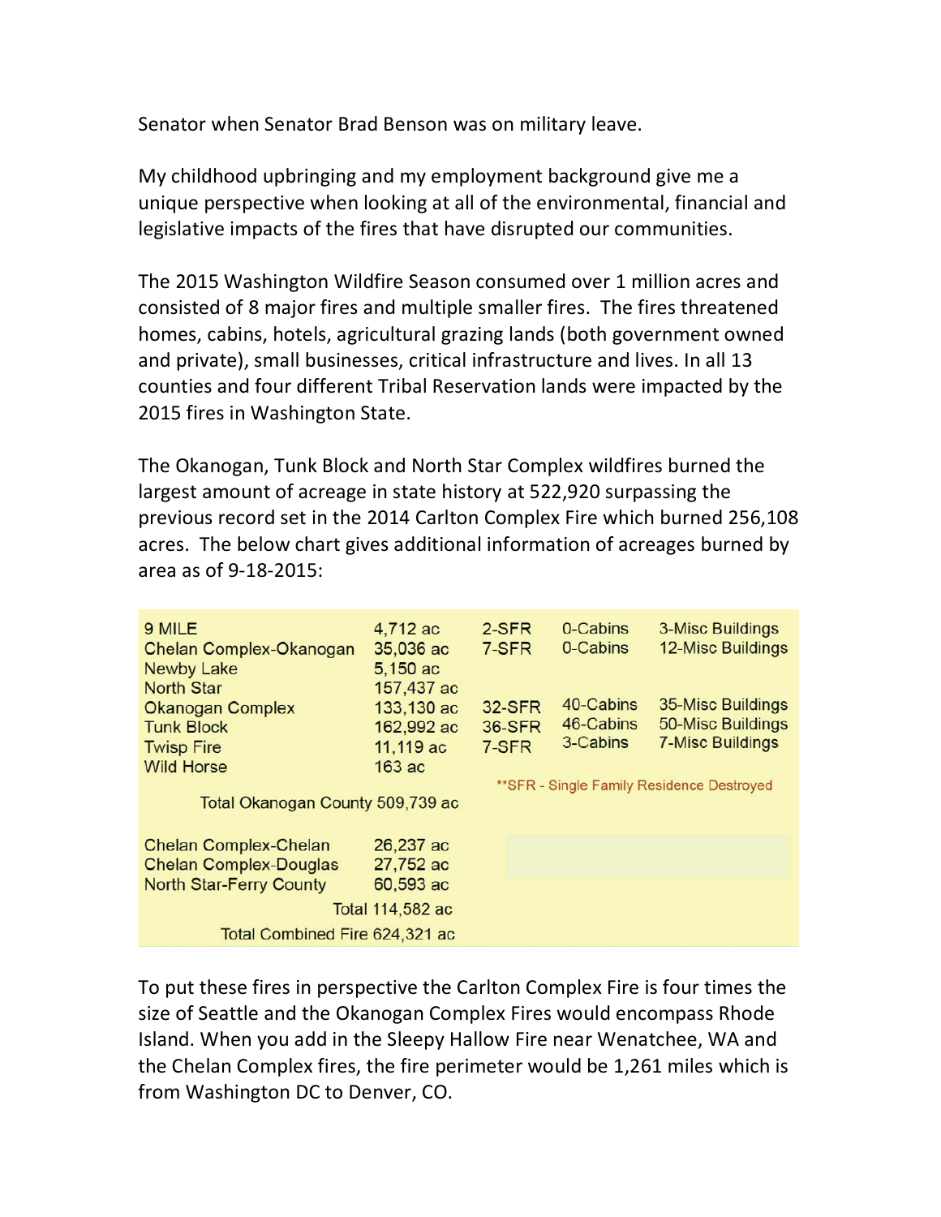Senator when Senator Brad Benson was on military leave.

My childhood upbringing and my employment background give me a unique perspective when looking at all of the environmental, financial and legislative impacts of the fires that have disrupted our communities.

The 2015 Washington Wildfire Season consumed over 1 million acres and consisted of 8 major fires and multiple smaller fires. The fires threatened homes, cabins, hotels, agricultural grazing lands (both government owned and private), small businesses, critical infrastructure and lives. In all 13 counties and four different Tribal Reservation lands were impacted by the 2015 fires in Washington State.

The Okanogan, Tunk Block and North Star Complex wildfires burned the largest amount of acreage in state history at 522,920 surpassing the previous record set in the 2014 Carlton Complex Fire which burned 256,108 acres. The below chart gives additional information of acreages burned by area as of 9-18-2015:

| Fire | Acres | SFR | Cabins | Misc Buildings |
|---|---|---|---|---|
| 9 MILE | 4,712 ac | 2-SFR | 0-Cabins | 3-Misc Buildings |
| Chelan Complex-Okanogan | 35,036 ac | 7-SFR | 0-Cabins | 12-Misc Buildings |
| Newby Lake | 5,150 ac | | | |
| North Star | 157,437 ac | | | |
| Okanogan Complex | 133,130 ac | 32-SFR | 40-Cabins | 35-Misc Buildings |
| Tunk Block | 162,992 ac | 36-SFR | 46-Cabins | 50-Misc Buildings |
| Twisp Fire | 11,119 ac | 7-SFR | 3-Cabins | 7-Misc Buildings |
| Wild Horse | 163 ac | | | |
| Total Okanogan County | 509,739 ac | **SFR - Single Family Residence Destroyed | | |
| Chelan Complex-Chelan | 26,237 ac | | | |
| Chelan Complex-Douglas | 27,752 ac | | | |
| North Star-Ferry County | 60,593 ac | | | |
| Total | 114,582 ac | | | |
| Total Combined Fire | 624,321 ac | | | |

To put these fires in perspective the Carlton Complex Fire is four times the size of Seattle and the Okanogan Complex Fires would encompass Rhode Island. When you add in the Sleepy Hallow Fire near Wenatchee, WA and the Chelan Complex fires, the fire perimeter would be 1,261 miles which is from Washington DC to Denver, CO.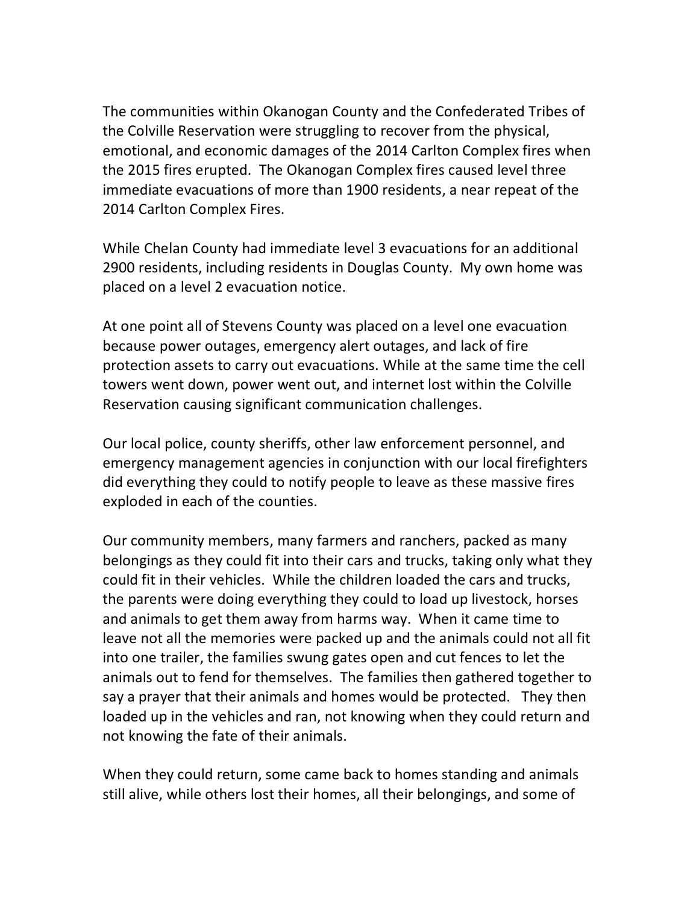The communities within Okanogan County and the Confederated Tribes of the Colville Reservation were struggling to recover from the physical, emotional, and economic damages of the 2014 Carlton Complex fires when the 2015 fires erupted. The Okanogan Complex fires caused level three immediate evacuations of more than 1900 residents, a near repeat of the 2014 Carlton Complex Fires.

While Chelan County had immediate level 3 evacuations for an additional 2900 residents, including residents in Douglas County. My own home was placed on a level 2 evacuation notice.

At one point all of Stevens County was placed on a level one evacuation because power outages, emergency alert outages, and lack of fire protection assets to carry out evacuations. While at the same time the cell towers went down, power went out, and internet lost within the Colville Reservation causing significant communication challenges.

Our local police, county sheriffs, other law enforcement personnel, and emergency management agencies in conjunction with our local firefighters did everything they could to notify people to leave as these massive fires exploded in each of the counties.

Our community members, many farmers and ranchers, packed as many belongings as they could fit into their cars and trucks, taking only what they could fit in their vehicles. While the children loaded the cars and trucks, the parents were doing everything they could to load up livestock, horses and animals to get them away from harms way. When it came time to leave not all the memories were packed up and the animals could not all fit into one trailer, the families swung gates open and cut fences to let the animals out to fend for themselves. The families then gathered together to say a prayer that their animals and homes would be protected. They then loaded up in the vehicles and ran, not knowing when they could return and not knowing the fate of their animals.

When they could return, some came back to homes standing and animals still alive, while others lost their homes, all their belongings, and some of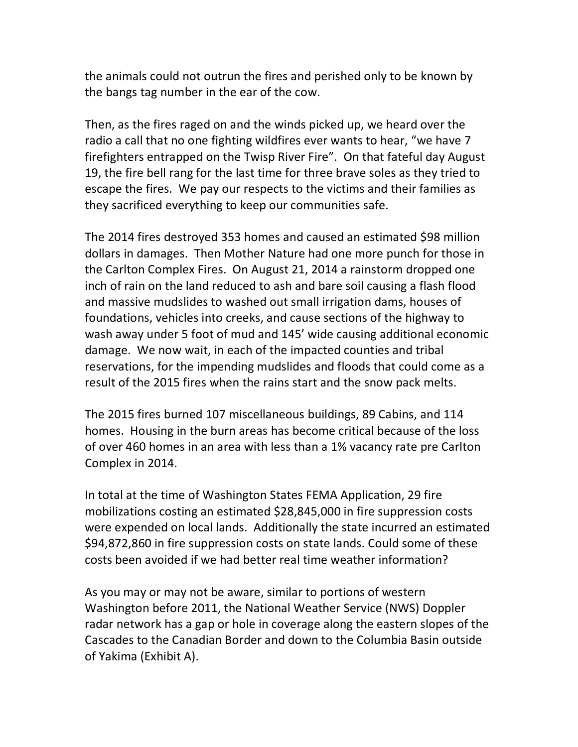the animals could not outrun the fires and perished only to be known by the bangs tag number in the ear of the cow.

Then, as the fires raged on and the winds picked up, we heard over the radio a call that no one fighting wildfires ever wants to hear, "we have 7 firefighters entrapped on the Twisp River Fire". On that fateful day August 19, the fire bell rang for the last time for three brave soles as they tried to escape the fires. We pay our respects to the victims and their families as they sacrificed everything to keep our communities safe.

The 2014 fires destroyed 353 homes and caused an estimated $98 million dollars in damages. Then Mother Nature had one more punch for those in the Carlton Complex Fires. On August 21, 2014 a rainstorm dropped one inch of rain on the land reduced to ash and bare soil causing a flash flood and massive mudslides to washed out small irrigation dams, houses of foundations, vehicles into creeks, and cause sections of the highway to wash away under 5 foot of mud and 145' wide causing additional economic damage. We now wait, in each of the impacted counties and tribal reservations, for the impending mudslides and floods that could come as a result of the 2015 fires when the rains start and the snow pack melts.

The 2015 fires burned 107 miscellaneous buildings, 89 Cabins, and 114 homes. Housing in the burn areas has become critical because of the loss of over 460 homes in an area with less than a 1% vacancy rate pre Carlton Complex in 2014.

In total at the time of Washington States FEMA Application, 29 fire mobilizations costing an estimated $28,845,000 in fire suppression costs were expended on local lands. Additionally the state incurred an estimated $94,872,860 in fire suppression costs on state lands. Could some of these costs been avoided if we had better real time weather information?

As you may or may not be aware, similar to portions of western Washington before 2011, the National Weather Service (NWS) Doppler radar network has a gap or hole in coverage along the eastern slopes of the Cascades to the Canadian Border and down to the Columbia Basin outside of Yakima (Exhibit A).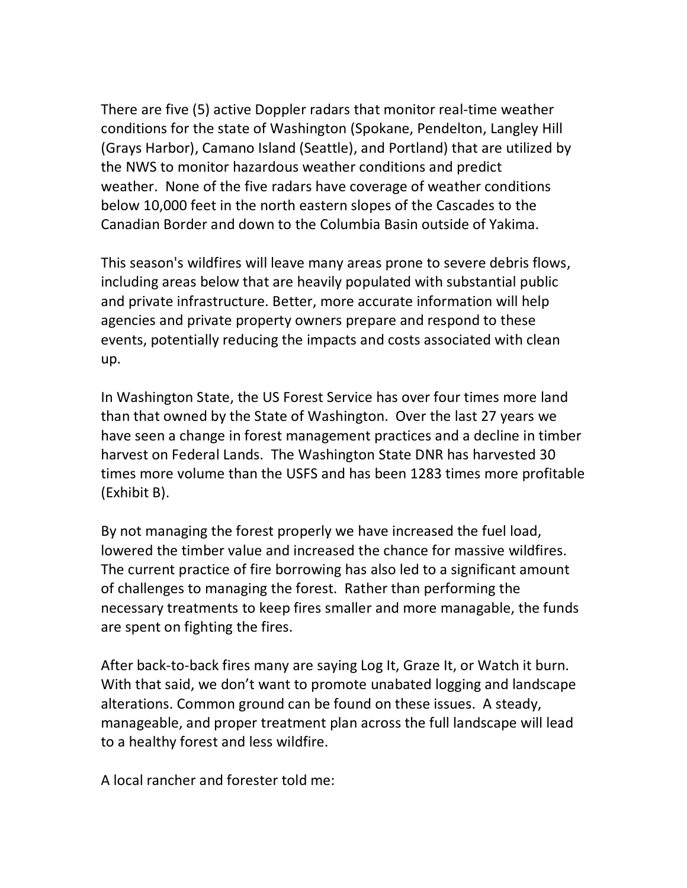There are five (5) active Doppler radars that monitor real-time weather conditions for the state of Washington (Spokane, Pendelton, Langley Hill (Grays Harbor), Camano Island (Seattle), and Portland) that are utilized by the NWS to monitor hazardous weather conditions and predict weather. None of the five radars have coverage of weather conditions below 10,000 feet in the north eastern slopes of the Cascades to the Canadian Border and down to the Columbia Basin outside of Yakima.

This season's wildfires will leave many areas prone to severe debris flows, including areas below that are heavily populated with substantial public and private infrastructure. Better, more accurate information will help agencies and private property owners prepare and respond to these events, potentially reducing the impacts and costs associated with clean up.

In Washington State, the US Forest Service has over four times more land than that owned by the State of Washington. Over the last 27 years we have seen a change in forest management practices and a decline in timber harvest on Federal Lands. The Washington State DNR has harvested 30 times more volume than the USFS and has been 1283 times more profitable (Exhibit B).

By not managing the forest properly we have increased the fuel load, lowered the timber value and increased the chance for massive wildfires. The current practice of fire borrowing has also led to a significant amount of challenges to managing the forest. Rather than performing the necessary treatments to keep fires smaller and more managable, the funds are spent on fighting the fires.

After back-to-back fires many are saying Log It, Graze It, or Watch it burn. With that said, we don't want to promote unabated logging and landscape alterations. Common ground can be found on these issues. A steady, manageable, and proper treatment plan across the full landscape will lead to a healthy forest and less wildfire.

A local rancher and forester told me: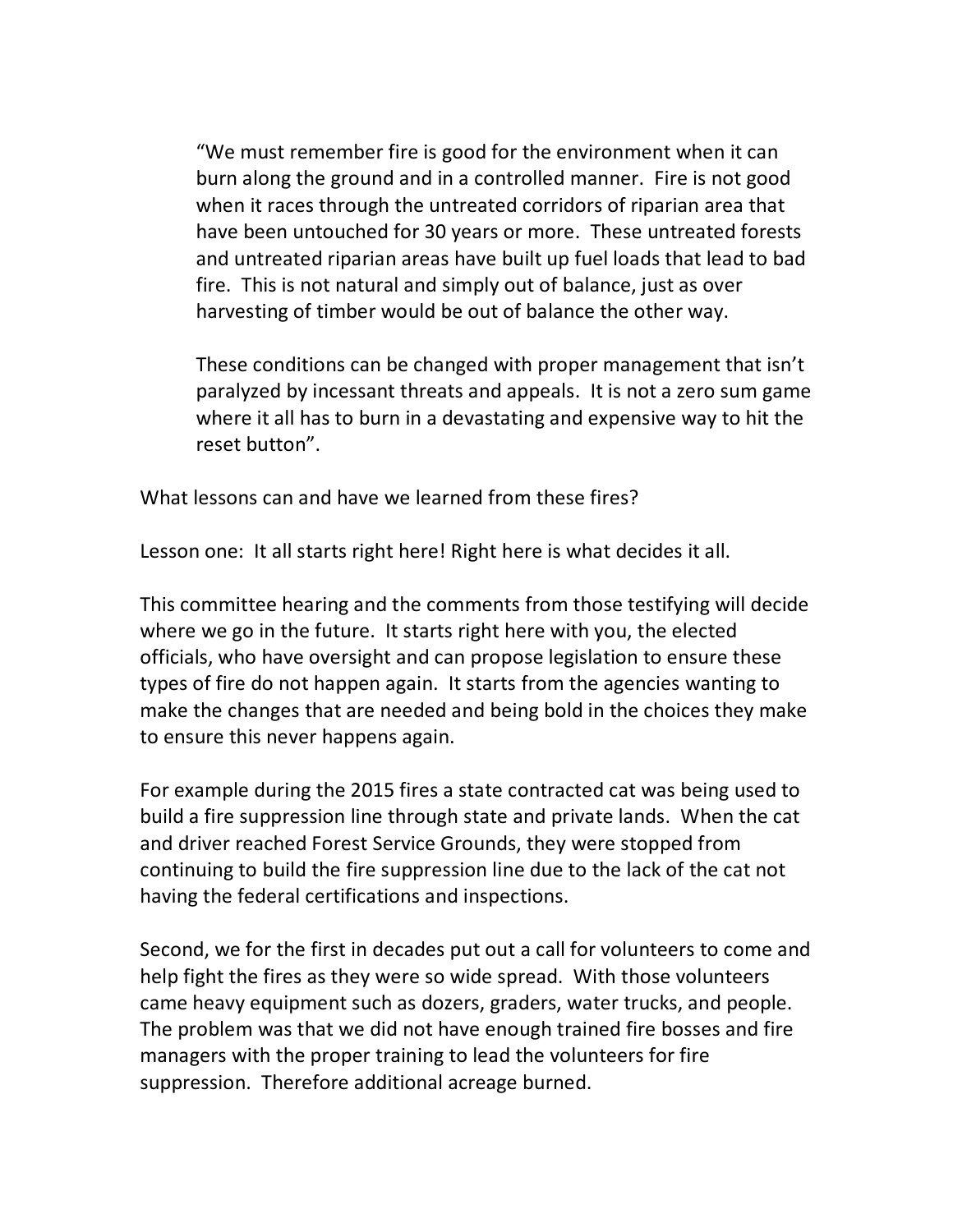> "We must remember fire is good for the environment when it can burn along the ground and in a controlled manner. Fire is not good when it races through the untreated corridors of riparian area that have been untouched for 30 years or more. These untreated forests and untreated riparian areas have built up fuel loads that lead to bad fire. This is not natural and simply out of balance, just as over harvesting of timber would be out of balance the other way.
>
> These conditions can be changed with proper management that isn't paralyzed by incessant threats and appeals. It is not a zero sum game where it all has to burn in a devastating and expensive way to hit the reset button".

What lessons can and have we learned from these fires?

Lesson one: It all starts right here! Right here is what decides it all.

This committee hearing and the comments from those testifying will decide where we go in the future. It starts right here with you, the elected officials, who have oversight and can propose legislation to ensure these types of fire do not happen again. It starts from the agencies wanting to make the changes that are needed and being bold in the choices they make to ensure this never happens again.

For example during the 2015 fires a state contracted cat was being used to build a fire suppression line through state and private lands. When the cat and driver reached Forest Service Grounds, they were stopped from continuing to build the fire suppression line due to the lack of the cat not having the federal certifications and inspections.

Second, we for the first in decades put out a call for volunteers to come and help fight the fires as they were so wide spread. With those volunteers came heavy equipment such as dozers, graders, water trucks, and people. The problem was that we did not have enough trained fire bosses and fire managers with the proper training to lead the volunteers for fire suppression. Therefore additional acreage burned.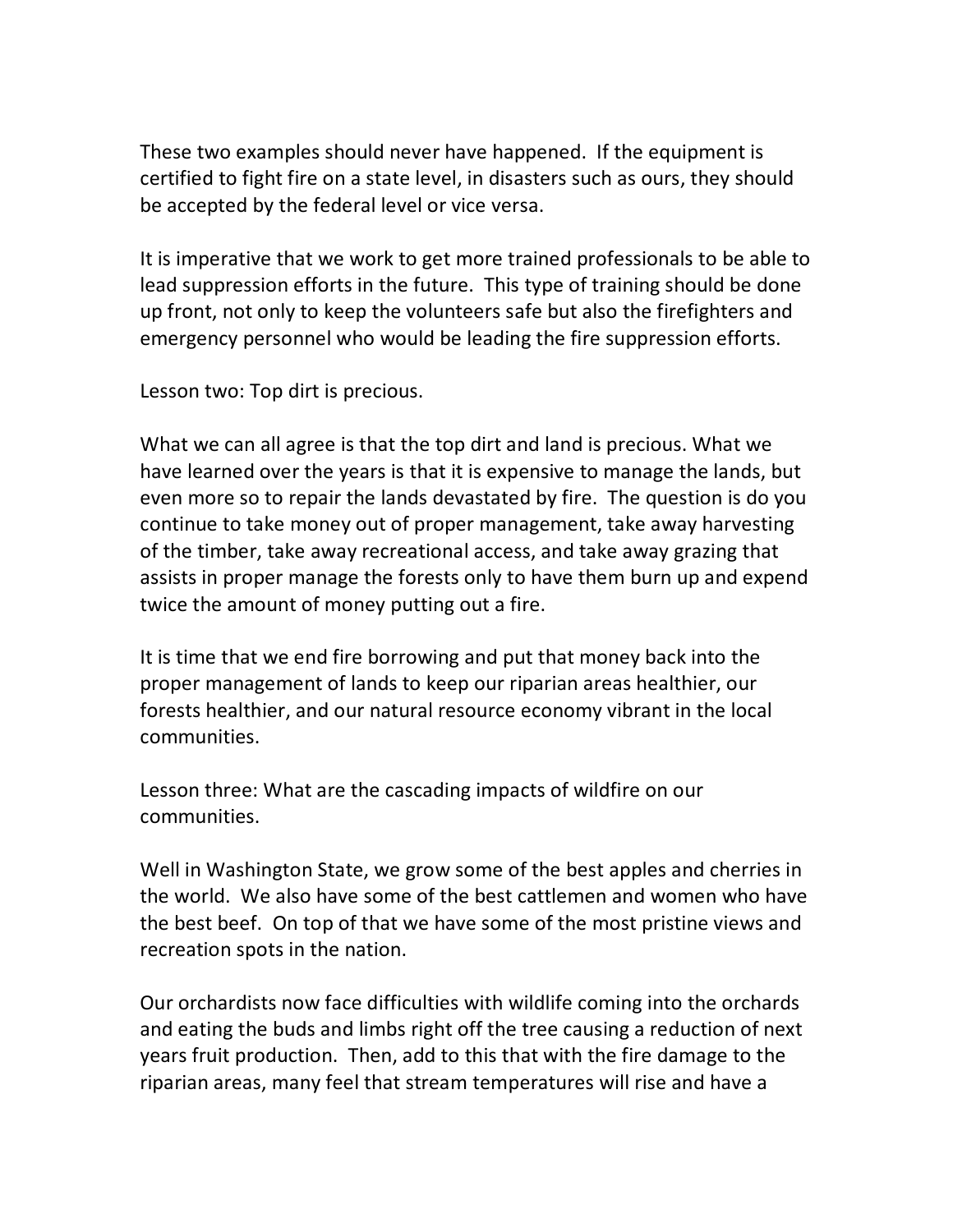These two examples should never have happened. If the equipment is certified to fight fire on a state level, in disasters such as ours, they should be accepted by the federal level or vice versa.

It is imperative that we work to get more trained professionals to be able to lead suppression efforts in the future. This type of training should be done up front, not only to keep the volunteers safe but also the firefighters and emergency personnel who would be leading the fire suppression efforts.

Lesson two: Top dirt is precious.

What we can all agree is that the top dirt and land is precious. What we have learned over the years is that it is expensive to manage the lands, but even more so to repair the lands devastated by fire. The question is do you continue to take money out of proper management, take away harvesting of the timber, take away recreational access, and take away grazing that assists in proper manage the forests only to have them burn up and expend twice the amount of money putting out a fire.

It is time that we end fire borrowing and put that money back into the proper management of lands to keep our riparian areas healthier, our forests healthier, and our natural resource economy vibrant in the local communities.

Lesson three: What are the cascading impacts of wildfire on our communities.

Well in Washington State, we grow some of the best apples and cherries in the world. We also have some of the best cattlemen and women who have the best beef. On top of that we have some of the most pristine views and recreation spots in the nation.

Our orchardists now face difficulties with wildlife coming into the orchards and eating the buds and limbs right off the tree causing a reduction of next years fruit production. Then, add to this that with the fire damage to the riparian areas, many feel that stream temperatures will rise and have a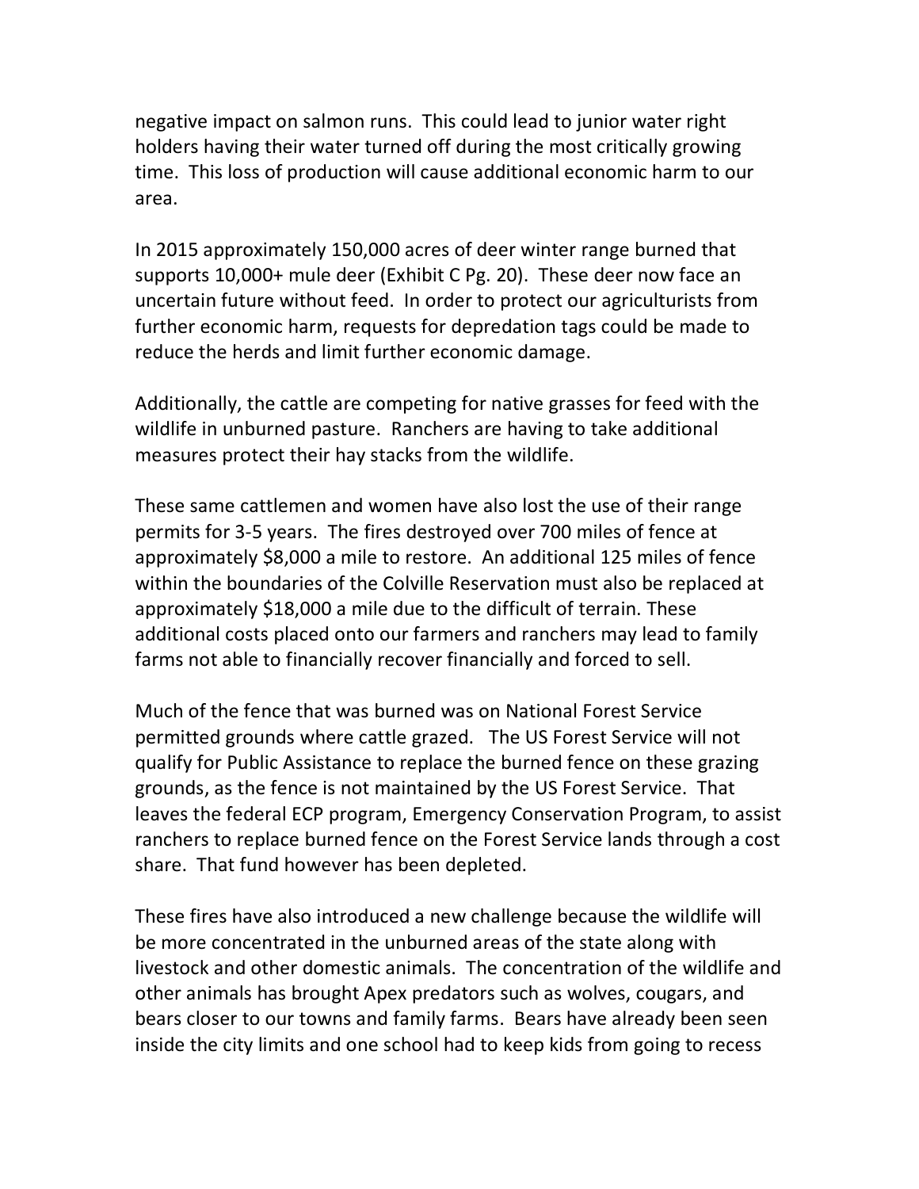negative impact on salmon runs. This could lead to junior water right holders having their water turned off during the most critically growing time. This loss of production will cause additional economic harm to our area.

In 2015 approximately 150,000 acres of deer winter range burned that supports 10,000+ mule deer (Exhibit C Pg. 20). These deer now face an uncertain future without feed. In order to protect our agriculturists from further economic harm, requests for depredation tags could be made to reduce the herds and limit further economic damage.

Additionally, the cattle are competing for native grasses for feed with the wildlife in unburned pasture. Ranchers are having to take additional measures protect their hay stacks from the wildlife.

These same cattlemen and women have also lost the use of their range permits for 3-5 years. The fires destroyed over 700 miles of fence at approximately $8,000 a mile to restore. An additional 125 miles of fence within the boundaries of the Colville Reservation must also be replaced at approximately $18,000 a mile due to the difficult of terrain. These additional costs placed onto our farmers and ranchers may lead to family farms not able to financially recover financially and forced to sell.

Much of the fence that was burned was on National Forest Service permitted grounds where cattle grazed. The US Forest Service will not qualify for Public Assistance to replace the burned fence on these grazing grounds, as the fence is not maintained by the US Forest Service. That leaves the federal ECP program, Emergency Conservation Program, to assist ranchers to replace burned fence on the Forest Service lands through a cost share. That fund however has been depleted.

These fires have also introduced a new challenge because the wildlife will be more concentrated in the unburned areas of the state along with livestock and other domestic animals. The concentration of the wildlife and other animals has brought Apex predators such as wolves, cougars, and bears closer to our towns and family farms. Bears have already been seen inside the city limits and one school had to keep kids from going to recess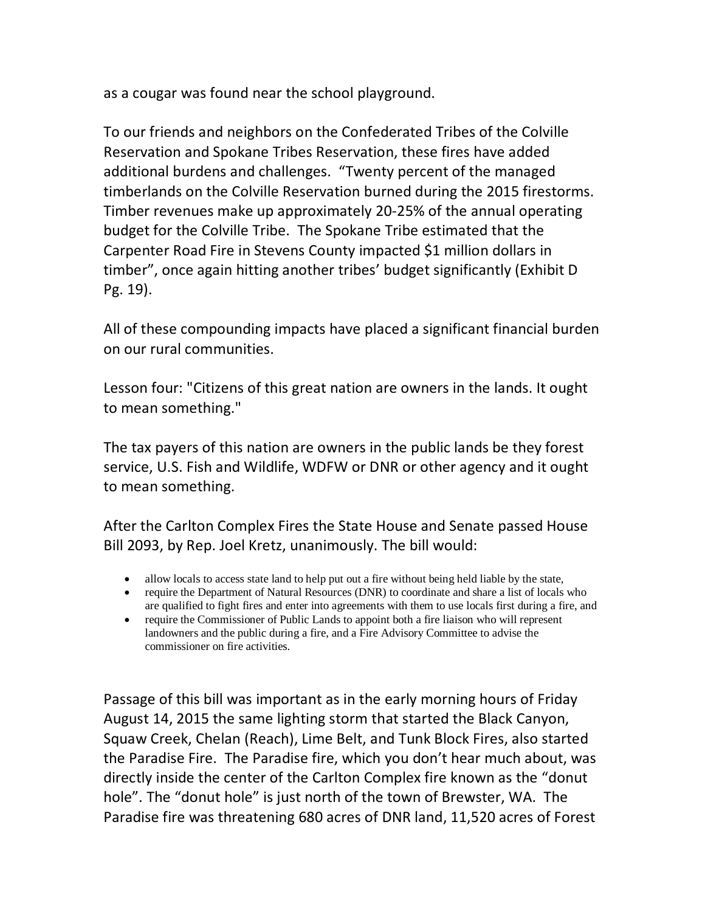as a cougar was found near the school playground.

To our friends and neighbors on the Confederated Tribes of the Colville Reservation and Spokane Tribes Reservation, these fires have added additional burdens and challenges. "Twenty percent of the managed timberlands on the Colville Reservation burned during the 2015 firestorms. Timber revenues make up approximately 20-25% of the annual operating budget for the Colville Tribe. The Spokane Tribe estimated that the Carpenter Road Fire in Stevens County impacted $1 million dollars in timber", once again hitting another tribes' budget significantly (Exhibit D Pg. 19).

All of these compounding impacts have placed a significant financial burden on our rural communities.

Lesson four: "Citizens of this great nation are owners in the lands. It ought to mean something."

The tax payers of this nation are owners in the public lands be they forest service, U.S. Fish and Wildlife, WDFW or DNR or other agency and it ought to mean something.

After the Carlton Complex Fires the State House and Senate passed House Bill 2093, by Rep. Joel Kretz, unanimously. The bill would:

- allow locals to access state land to help put out a fire without being held liable by the state,
- require the Department of Natural Resources (DNR) to coordinate and share a list of locals who are qualified to fight fires and enter into agreements with them to use locals first during a fire, and
- require the Commissioner of Public Lands to appoint both a fire liaison who will represent landowners and the public during a fire, and a Fire Advisory Committee to advise the commissioner on fire activities.

Passage of this bill was important as in the early morning hours of Friday August 14, 2015 the same lighting storm that started the Black Canyon, Squaw Creek, Chelan (Reach), Lime Belt, and Tunk Block Fires, also started the Paradise Fire. The Paradise fire, which you don't hear much about, was directly inside the center of the Carlton Complex fire known as the "donut hole". The "donut hole" is just north of the town of Brewster, WA. The Paradise fire was threatening 680 acres of DNR land, 11,520 acres of Forest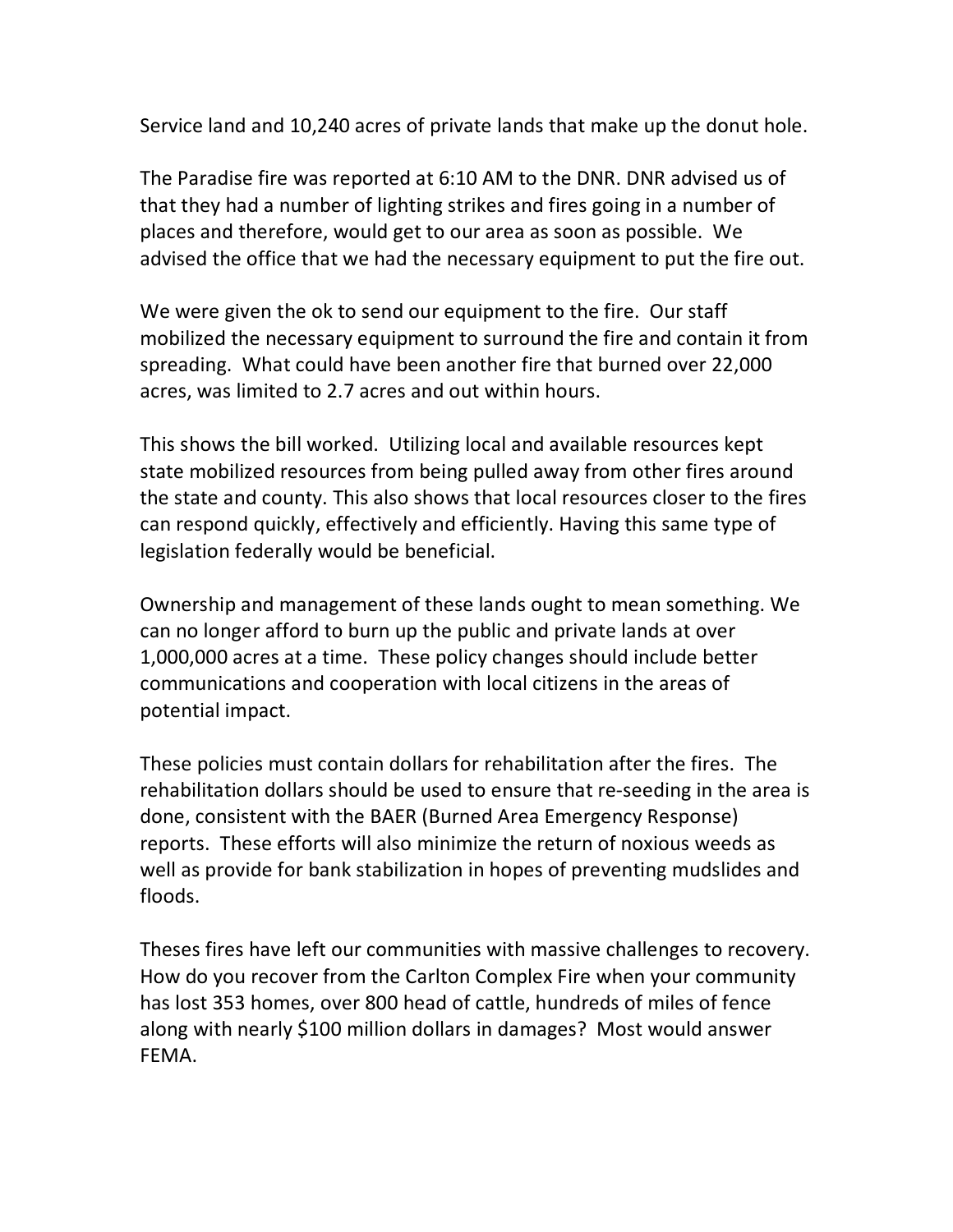Service land and 10,240 acres of private lands that make up the donut hole.

The Paradise fire was reported at 6:10 AM to the DNR. DNR advised us of that they had a number of lighting strikes and fires going in a number of places and therefore, would get to our area as soon as possible. We advised the office that we had the necessary equipment to put the fire out.

We were given the ok to send our equipment to the fire. Our staff mobilized the necessary equipment to surround the fire and contain it from spreading. What could have been another fire that burned over 22,000 acres, was limited to 2.7 acres and out within hours.

This shows the bill worked. Utilizing local and available resources kept state mobilized resources from being pulled away from other fires around the state and county. This also shows that local resources closer to the fires can respond quickly, effectively and efficiently. Having this same type of legislation federally would be beneficial.

Ownership and management of these lands ought to mean something. We can no longer afford to burn up the public and private lands at over 1,000,000 acres at a time. These policy changes should include better communications and cooperation with local citizens in the areas of potential impact.

These policies must contain dollars for rehabilitation after the fires. The rehabilitation dollars should be used to ensure that re-seeding in the area is done, consistent with the BAER (Burned Area Emergency Response) reports. These efforts will also minimize the return of noxious weeds as well as provide for bank stabilization in hopes of preventing mudslides and floods.

Theses fires have left our communities with massive challenges to recovery. How do you recover from the Carlton Complex Fire when your community has lost 353 homes, over 800 head of cattle, hundreds of miles of fence along with nearly $100 million dollars in damages? Most would answer FEMA.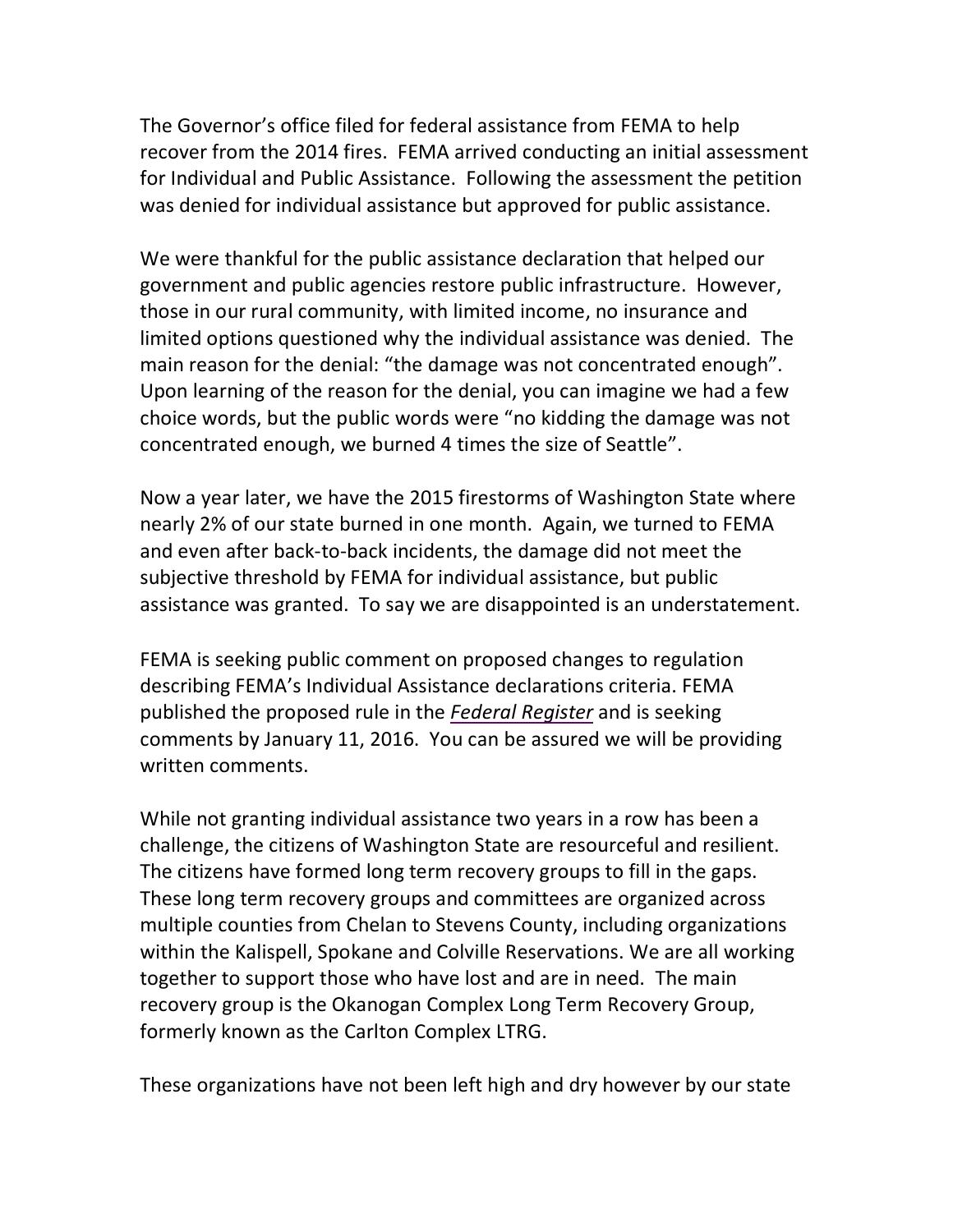The Governor's office filed for federal assistance from FEMA to help recover from the 2014 fires. FEMA arrived conducting an initial assessment for Individual and Public Assistance. Following the assessment the petition was denied for individual assistance but approved for public assistance.

We were thankful for the public assistance declaration that helped our government and public agencies restore public infrastructure. However, those in our rural community, with limited income, no insurance and limited options questioned why the individual assistance was denied. The main reason for the denial: "the damage was not concentrated enough". Upon learning of the reason for the denial, you can imagine we had a few choice words, but the public words were "no kidding the damage was not concentrated enough, we burned 4 times the size of Seattle".

Now a year later, we have the 2015 firestorms of Washington State where nearly 2% of our state burned in one month. Again, we turned to FEMA and even after back-to-back incidents, the damage did not meet the subjective threshold by FEMA for individual assistance, but public assistance was granted. To say we are disappointed is an understatement.

FEMA is seeking public comment on proposed changes to regulation describing FEMA's Individual Assistance declarations criteria. FEMA published the proposed rule in the *Federal Register* and is seeking comments by January 11, 2016. You can be assured we will be providing written comments.

While not granting individual assistance two years in a row has been a challenge, the citizens of Washington State are resourceful and resilient. The citizens have formed long term recovery groups to fill in the gaps. These long term recovery groups and committees are organized across multiple counties from Chelan to Stevens County, including organizations within the Kalispell, Spokane and Colville Reservations. We are all working together to support those who have lost and are in need. The main recovery group is the Okanogan Complex Long Term Recovery Group, formerly known as the Carlton Complex LTRG.

These organizations have not been left high and dry however by our state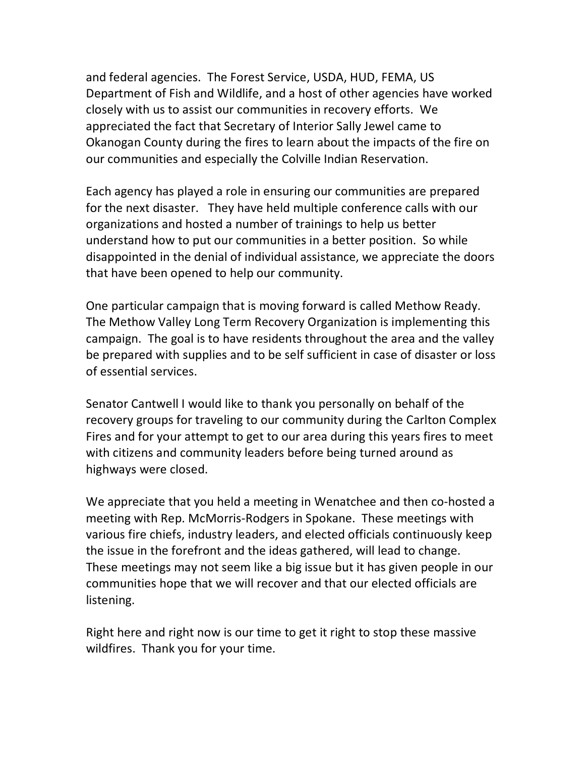and federal agencies. The Forest Service, USDA, HUD, FEMA, US Department of Fish and Wildlife, and a host of other agencies have worked closely with us to assist our communities in recovery efforts. We appreciated the fact that Secretary of Interior Sally Jewel came to Okanogan County during the fires to learn about the impacts of the fire on our communities and especially the Colville Indian Reservation.

Each agency has played a role in ensuring our communities are prepared for the next disaster. They have held multiple conference calls with our organizations and hosted a number of trainings to help us better understand how to put our communities in a better position. So while disappointed in the denial of individual assistance, we appreciate the doors that have been opened to help our community.

One particular campaign that is moving forward is called Methow Ready. The Methow Valley Long Term Recovery Organization is implementing this campaign. The goal is to have residents throughout the area and the valley be prepared with supplies and to be self sufficient in case of disaster or loss of essential services.

Senator Cantwell I would like to thank you personally on behalf of the recovery groups for traveling to our community during the Carlton Complex Fires and for your attempt to get to our area during this years fires to meet with citizens and community leaders before being turned around as highways were closed.

We appreciate that you held a meeting in Wenatchee and then co-hosted a meeting with Rep. McMorris-Rodgers in Spokane. These meetings with various fire chiefs, industry leaders, and elected officials continuously keep the issue in the forefront and the ideas gathered, will lead to change. These meetings may not seem like a big issue but it has given people in our communities hope that we will recover and that our elected officials are listening.

Right here and right now is our time to get it right to stop these massive wildfires. Thank you for your time.